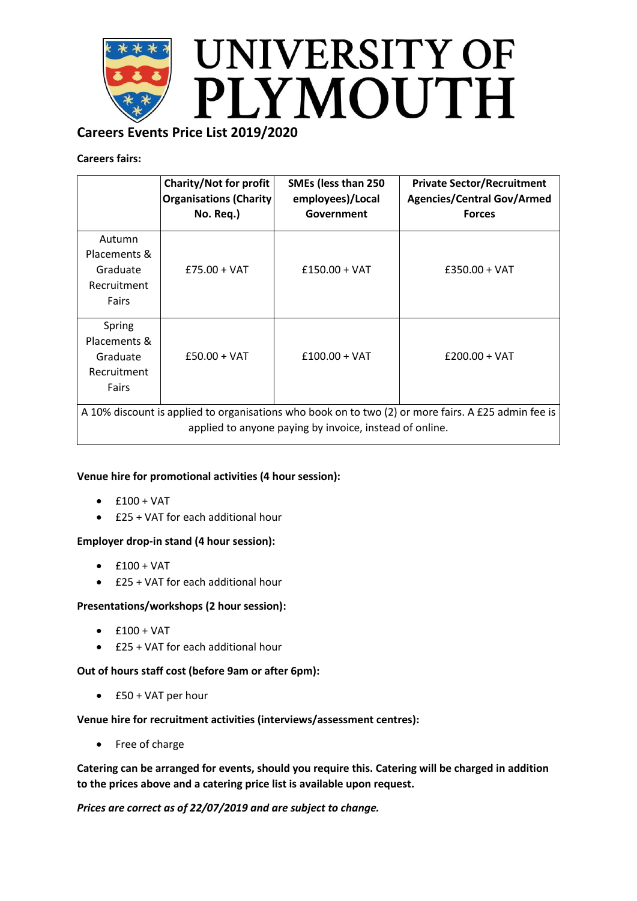# UNIVERSITY OF PLYMOUTH

## Careers Events Price List 2019/2020

**Careers fairs:**

| | **Charity/Not for profit Organisations (Charity No. Req.)** | **SMEs (less than 250 employees)/Local Government** | **Private Sector/Recruitment Agencies/Central Gov/Armed Forces** |
|---|---|---|---|
| Autumn Placements & Graduate Recruitment Fairs | £75.00 + VAT | £150.00 + VAT | £350.00 + VAT |
| Spring Placements & Graduate Recruitment Fairs | £50.00 + VAT | £100.00 + VAT | £200.00 + VAT |
| A 10% discount is applied to organisations who book on to two (2) or more fairs. A £25 admin fee is applied to anyone paying by invoice, instead of online. | | | |

**Venue hire for promotional activities (4 hour session):**

- £100 + VAT
- £25 + VAT for each additional hour

**Employer drop-in stand (4 hour session):**

- £100 + VAT
- £25 + VAT for each additional hour

**Presentations/workshops (2 hour session):**

- £100 + VAT
- £25 + VAT for each additional hour

**Out of hours staff cost (before 9am or after 6pm):**

- £50 + VAT per hour

**Venue hire for recruitment activities (interviews/assessment centres):**

- Free of charge

**Catering can be arranged for events, should you require this. Catering will be charged in addition to the prices above and a catering price list is available upon request.**

***Prices are correct as of 22/07/2019 and are subject to change.***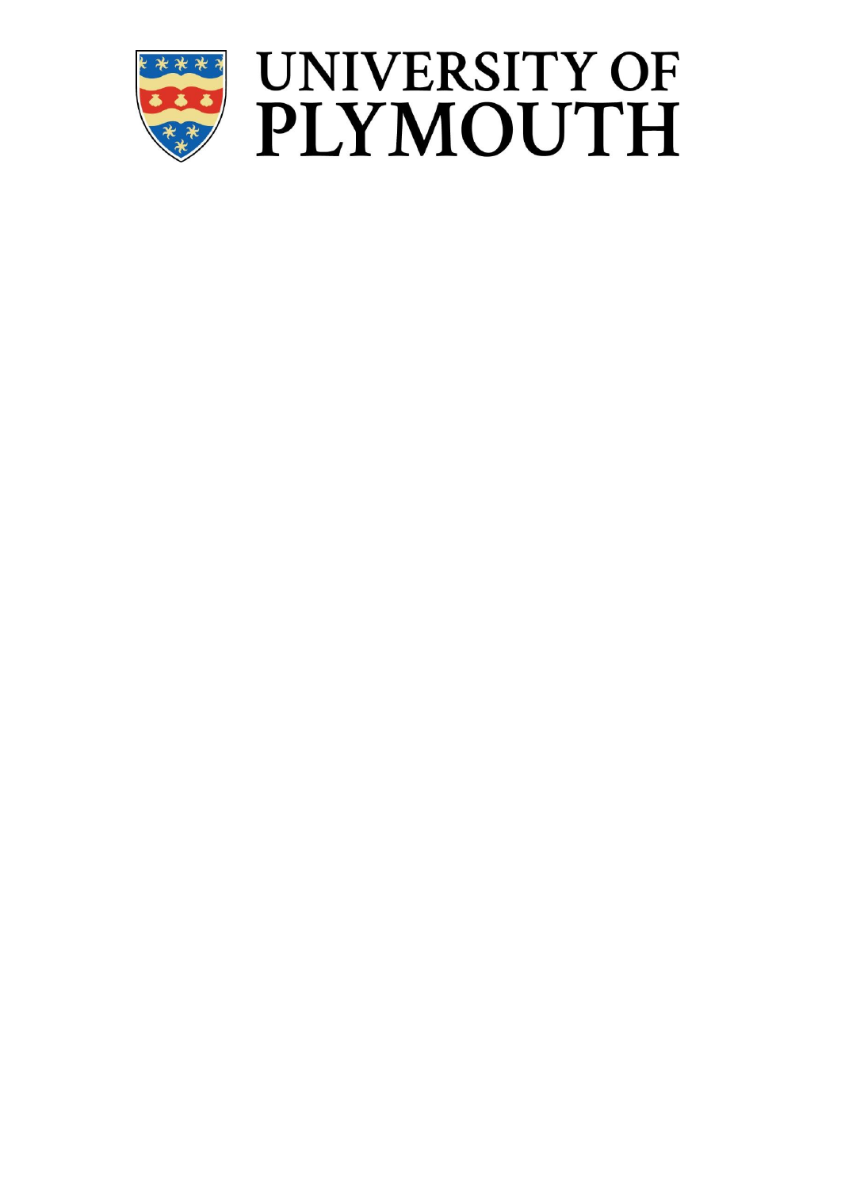UNIVERSITY OF PLYMOUTH